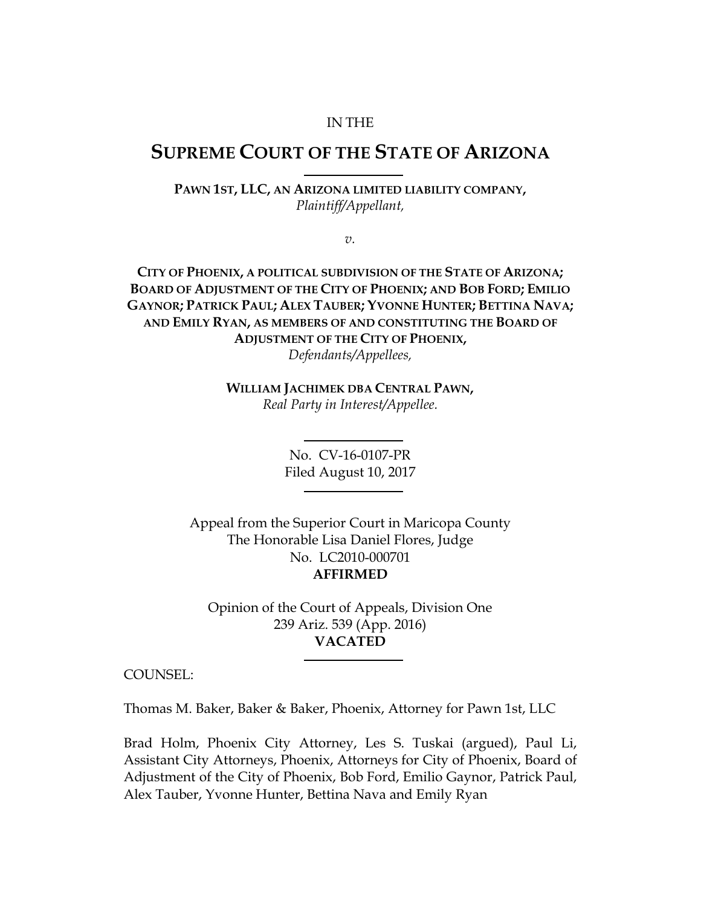IN THE

# SUPREME COURT OF THE STATE OF ARIZONA

**PAWN 1ST, LLC, AN ARIZONA LIMITED LIABILITY COMPANY,**
*Plaintiff/Appellant,*

*v.*

**CITY OF PHOENIX, A POLITICAL SUBDIVISION OF THE STATE OF ARIZONA; BOARD OF ADJUSTMENT OF THE CITY OF PHOENIX; AND BOB FORD; EMILIO GAYNOR; PATRICK PAUL; ALEX TAUBER; YVONNE HUNTER; BETTINA NAVA; AND EMILY RYAN, AS MEMBERS OF AND CONSTITUTING THE BOARD OF ADJUSTMENT OF THE CITY OF PHOENIX,**
*Defendants/Appellees,*

**WILLIAM JACHIMEK DBA CENTRAL PAWN,**
*Real Party in Interest/Appellee.*

No. CV-16-0107-PR
Filed August 10, 2017

Appeal from the Superior Court in Maricopa County
The Honorable Lisa Daniel Flores, Judge
No. LC2010-000701
**AFFIRMED**

Opinion of the Court of Appeals, Division One
239 Ariz. 539 (App. 2016)
**VACATED**

COUNSEL:

Thomas M. Baker, Baker & Baker, Phoenix, Attorney for Pawn 1st, LLC

Brad Holm, Phoenix City Attorney, Les S. Tuskai (argued), Paul Li, Assistant City Attorneys, Phoenix, Attorneys for City of Phoenix, Board of Adjustment of the City of Phoenix, Bob Ford, Emilio Gaynor, Patrick Paul, Alex Tauber, Yvonne Hunter, Bettina Nava and Emily Ryan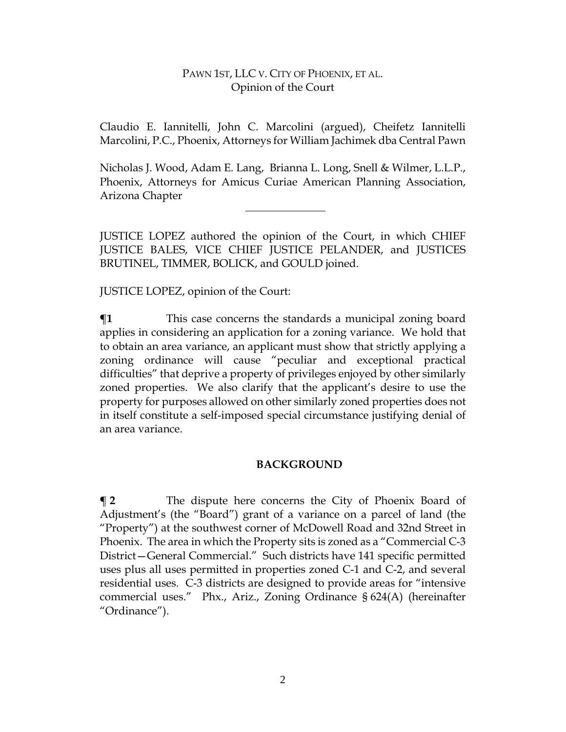Claudio E. Iannitelli, John C. Marcolini (argued), Cheifetz Iannitelli Marcolini, P.C., Phoenix, Attorneys for William Jachimek dba Central Pawn

Nicholas J. Wood, Adam E. Lang, Brianna L. Long, Snell & Wilmer, L.L.P., Phoenix, Attorneys for Amicus Curiae American Planning Association, Arizona Chapter

---

JUSTICE LOPEZ authored the opinion of the Court, in which CHIEF JUSTICE BALES, VICE CHIEF JUSTICE PELANDER, and JUSTICES BRUTINEL, TIMMER, BOLICK, and GOULD joined.

JUSTICE LOPEZ, opinion of the Court:

**¶1** This case concerns the standards a municipal zoning board applies in considering an application for a zoning variance. We hold that to obtain an area variance, an applicant must show that strictly applying a zoning ordinance will cause "peculiar and exceptional practical difficulties" that deprive a property of privileges enjoyed by other similarly zoned properties. We also clarify that the applicant's desire to use the property for purposes allowed on other similarly zoned properties does not in itself constitute a self-imposed special circumstance justifying denial of an area variance.

## BACKGROUND

**¶ 2** The dispute here concerns the City of Phoenix Board of Adjustment's (the "Board") grant of a variance on a parcel of land (the "Property") at the southwest corner of McDowell Road and 32nd Street in Phoenix. The area in which the Property sits is zoned as a "Commercial C-3 District—General Commercial." Such districts have 141 specific permitted uses plus all uses permitted in properties zoned C-1 and C-2, and several residential uses. C-3 districts are designed to provide areas for "intensive commercial uses." Phx., Ariz., Zoning Ordinance § 624(A) (hereinafter "Ordinance").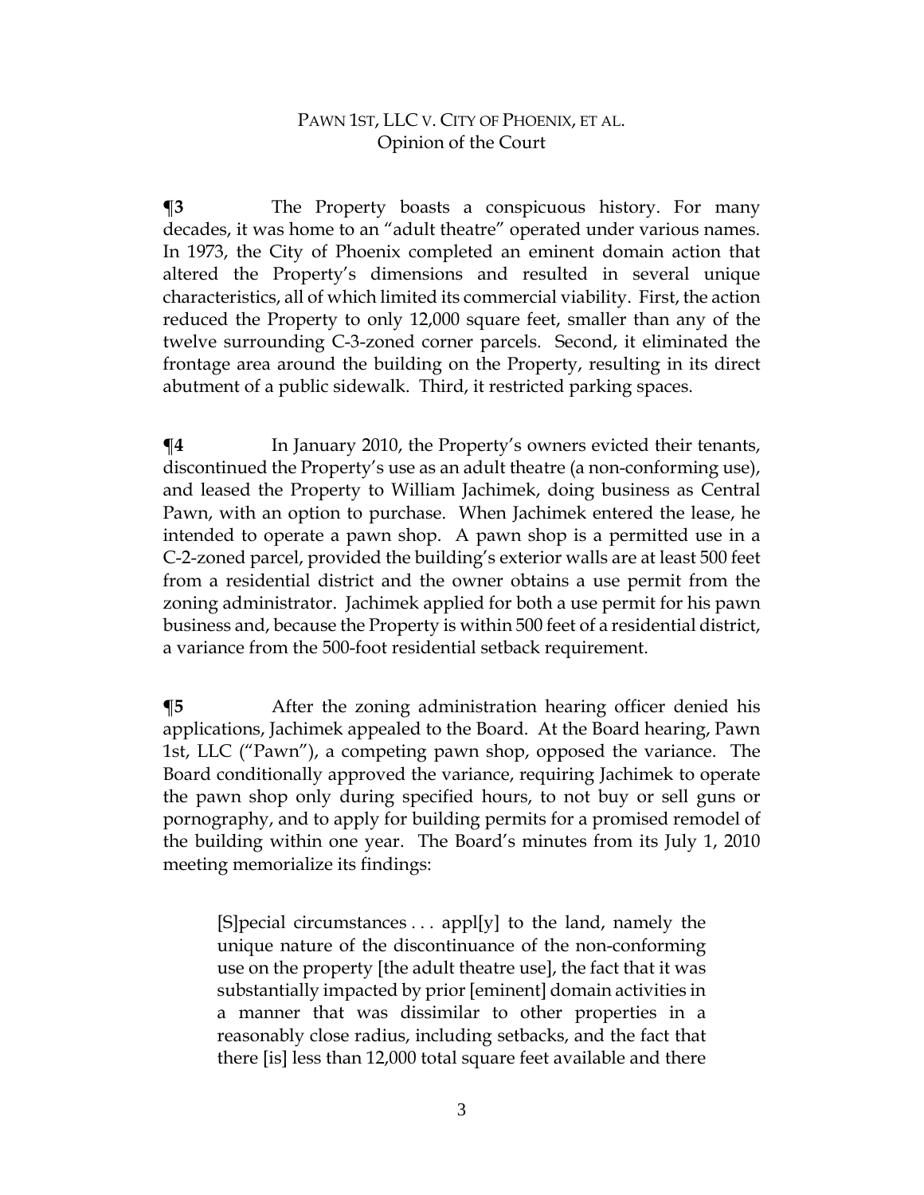**¶3** The Property boasts a conspicuous history. For many decades, it was home to an "adult theatre" operated under various names. In 1973, the City of Phoenix completed an eminent domain action that altered the Property's dimensions and resulted in several unique characteristics, all of which limited its commercial viability. First, the action reduced the Property to only 12,000 square feet, smaller than any of the twelve surrounding C-3-zoned corner parcels. Second, it eliminated the frontage area around the building on the Property, resulting in its direct abutment of a public sidewalk. Third, it restricted parking spaces.

**¶4** In January 2010, the Property's owners evicted their tenants, discontinued the Property's use as an adult theatre (a non-conforming use), and leased the Property to William Jachimek, doing business as Central Pawn, with an option to purchase. When Jachimek entered the lease, he intended to operate a pawn shop. A pawn shop is a permitted use in a C-2-zoned parcel, provided the building's exterior walls are at least 500 feet from a residential district and the owner obtains a use permit from the zoning administrator. Jachimek applied for both a use permit for his pawn business and, because the Property is within 500 feet of a residential district, a variance from the 500-foot residential setback requirement.

**¶5** After the zoning administration hearing officer denied his applications, Jachimek appealed to the Board. At the Board hearing, Pawn 1st, LLC ("Pawn"), a competing pawn shop, opposed the variance. The Board conditionally approved the variance, requiring Jachimek to operate the pawn shop only during specified hours, to not buy or sell guns or pornography, and to apply for building permits for a promised remodel of the building within one year. The Board's minutes from its July 1, 2010 meeting memorialize its findings:

> [S]pecial circumstances . . . appl[y] to the land, namely the unique nature of the discontinuance of the non-conforming use on the property [the adult theatre use], the fact that it was substantially impacted by prior [eminent] domain activities in a manner that was dissimilar to other properties in a reasonably close radius, including setbacks, and the fact that there [is] less than 12,000 total square feet available and there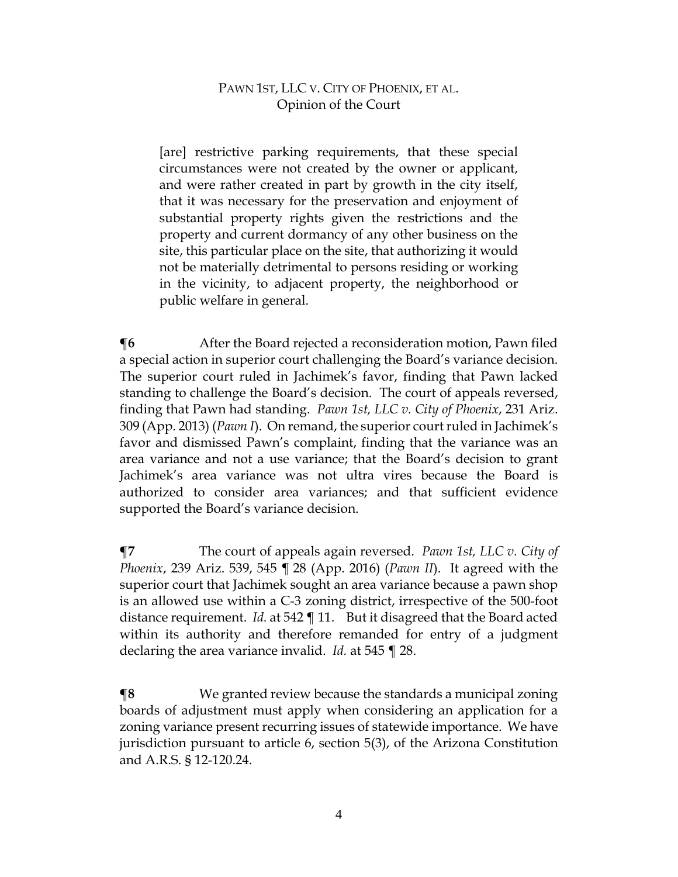> [are] restrictive parking requirements, that these special circumstances were not created by the owner or applicant, and were rather created in part by growth in the city itself, that it was necessary for the preservation and enjoyment of substantial property rights given the restrictions and the property and current dormancy of any other business on the site, this particular place on the site, that authorizing it would not be materially detrimental to persons residing or working in the vicinity, to adjacent property, the neighborhood or public welfare in general.

**¶6** After the Board rejected a reconsideration motion, Pawn filed a special action in superior court challenging the Board's variance decision. The superior court ruled in Jachimek's favor, finding that Pawn lacked standing to challenge the Board's decision. The court of appeals reversed, finding that Pawn had standing. *Pawn 1st, LLC v. City of Phoenix*, 231 Ariz. 309 (App. 2013) (*Pawn I*). On remand, the superior court ruled in Jachimek's favor and dismissed Pawn's complaint, finding that the variance was an area variance and not a use variance; that the Board's decision to grant Jachimek's area variance was not ultra vires because the Board is authorized to consider area variances; and that sufficient evidence supported the Board's variance decision.

**¶7** The court of appeals again reversed. *Pawn 1st, LLC v. City of Phoenix*, 239 Ariz. 539, 545 ¶ 28 (App. 2016) (*Pawn II*). It agreed with the superior court that Jachimek sought an area variance because a pawn shop is an allowed use within a C-3 zoning district, irrespective of the 500-foot distance requirement. *Id.* at 542 ¶ 11. But it disagreed that the Board acted within its authority and therefore remanded for entry of a judgment declaring the area variance invalid. *Id.* at 545 ¶ 28.

**¶8** We granted review because the standards a municipal zoning boards of adjustment must apply when considering an application for a zoning variance present recurring issues of statewide importance. We have jurisdiction pursuant to article 6, section 5(3), of the Arizona Constitution and A.R.S. § 12-120.24.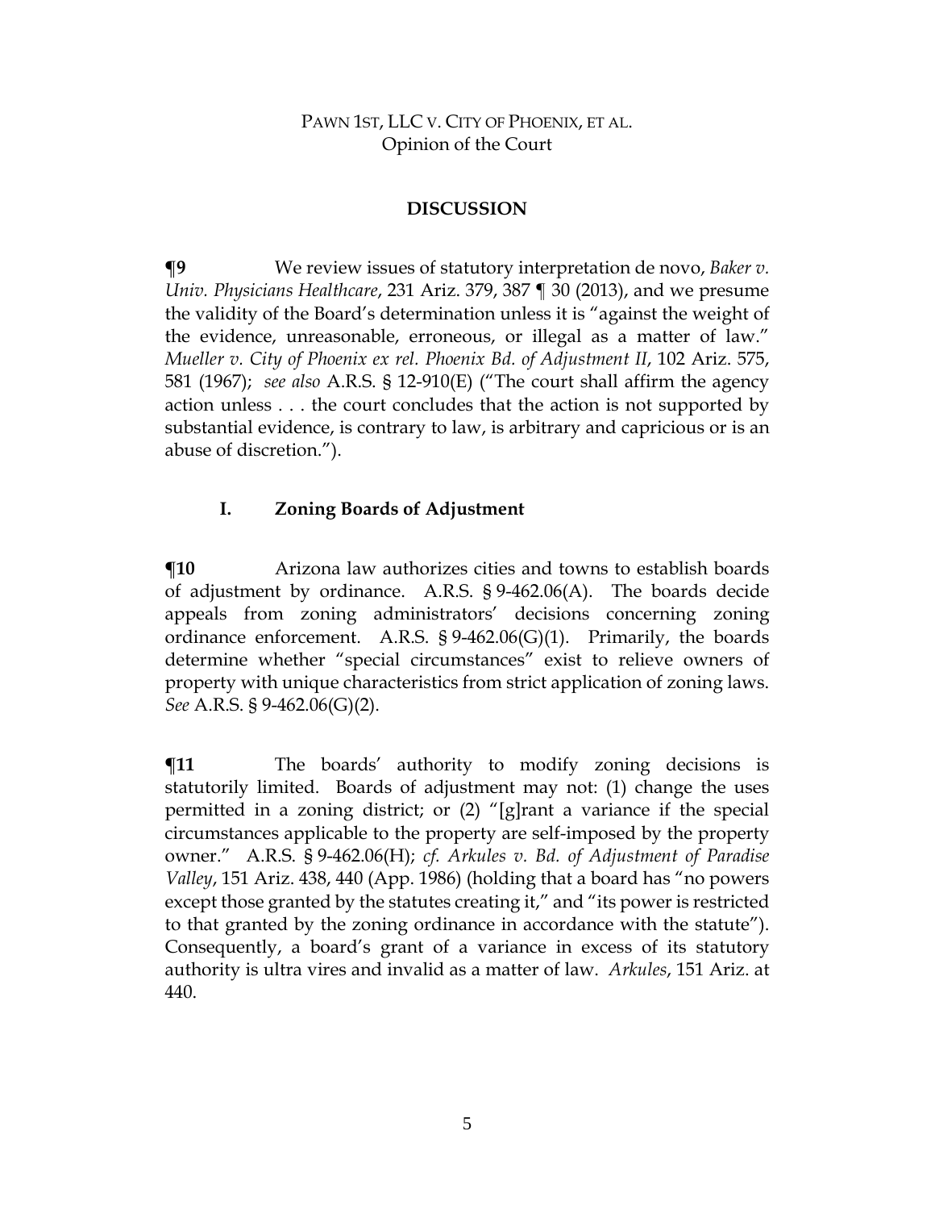## DISCUSSION

**¶9** We review issues of statutory interpretation de novo, *Baker v. Univ. Physicians Healthcare*, 231 Ariz. 379, 387 ¶ 30 (2013), and we presume the validity of the Board's determination unless it is "against the weight of the evidence, unreasonable, erroneous, or illegal as a matter of law." *Mueller v. City of Phoenix ex rel. Phoenix Bd. of Adjustment II*, 102 Ariz. 575, 581 (1967); *see also* A.R.S. § 12-910(E) ("The court shall affirm the agency action unless . . . the court concludes that the action is not supported by substantial evidence, is contrary to law, is arbitrary and capricious or is an abuse of discretion.").

### I. Zoning Boards of Adjustment

**¶10** Arizona law authorizes cities and towns to establish boards of adjustment by ordinance. A.R.S. § 9-462.06(A). The boards decide appeals from zoning administrators' decisions concerning zoning ordinance enforcement. A.R.S. § 9-462.06(G)(1). Primarily, the boards determine whether "special circumstances" exist to relieve owners of property with unique characteristics from strict application of zoning laws. *See* A.R.S. § 9-462.06(G)(2).

**¶11** The boards' authority to modify zoning decisions is statutorily limited. Boards of adjustment may not: (1) change the uses permitted in a zoning district; or (2) "[g]rant a variance if the special circumstances applicable to the property are self-imposed by the property owner." A.R.S. § 9-462.06(H); *cf. Arkules v. Bd. of Adjustment of Paradise Valley*, 151 Ariz. 438, 440 (App. 1986) (holding that a board has "no powers except those granted by the statutes creating it," and "its power is restricted to that granted by the zoning ordinance in accordance with the statute"). Consequently, a board's grant of a variance in excess of its statutory authority is ultra vires and invalid as a matter of law. *Arkules*, 151 Ariz. at 440.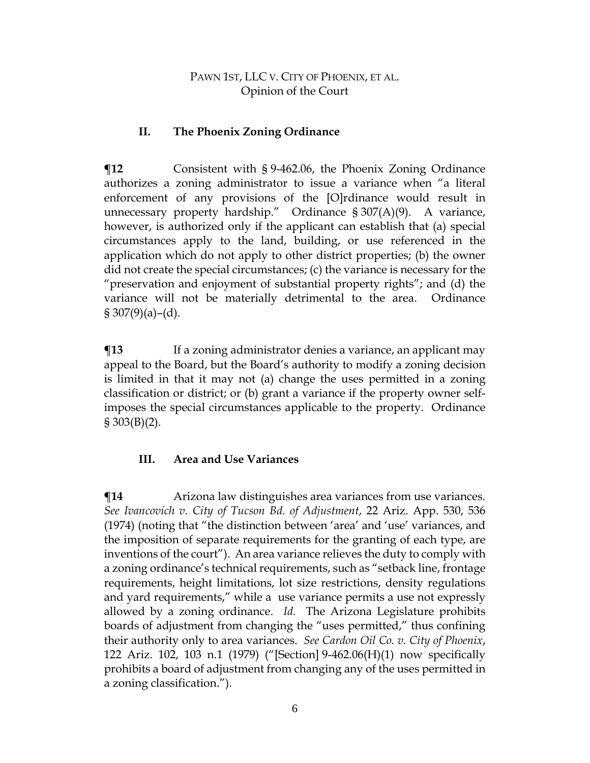## II. The Phoenix Zoning Ordinance

**¶12** Consistent with § 9-462.06, the Phoenix Zoning Ordinance authorizes a zoning administrator to issue a variance when "a literal enforcement of any provisions of the [O]rdinance would result in unnecessary property hardship." Ordinance § 307(A)(9). A variance, however, is authorized only if the applicant can establish that (a) special circumstances apply to the land, building, or use referenced in the application which do not apply to other district properties; (b) the owner did not create the special circumstances; (c) the variance is necessary for the "preservation and enjoyment of substantial property rights"; and (d) the variance will not be materially detrimental to the area. Ordinance § 307(9)(a)–(d).

**¶13** If a zoning administrator denies a variance, an applicant may appeal to the Board, but the Board's authority to modify a zoning decision is limited in that it may not (a) change the uses permitted in a zoning classification or district; or (b) grant a variance if the property owner self-imposes the special circumstances applicable to the property. Ordinance § 303(B)(2).

## III. Area and Use Variances

**¶14** Arizona law distinguishes area variances from use variances. *See Ivancovich v. City of Tucson Bd. of Adjustment*, 22 Ariz. App. 530, 536 (1974) (noting that "the distinction between 'area' and 'use' variances, and the imposition of separate requirements for the granting of each type, are inventions of the court"). An area variance relieves the duty to comply with a zoning ordinance's technical requirements, such as "setback line, frontage requirements, height limitations, lot size restrictions, density regulations and yard requirements," while a use variance permits a use not expressly allowed by a zoning ordinance. *Id.* The Arizona Legislature prohibits boards of adjustment from changing the "uses permitted," thus confining their authority only to area variances. *See Cardon Oil Co. v. City of Phoenix*, 122 Ariz. 102, 103 n.1 (1979) ("[Section] 9-462.06(H)(1) now specifically prohibits a board of adjustment from changing any of the uses permitted in a zoning classification.").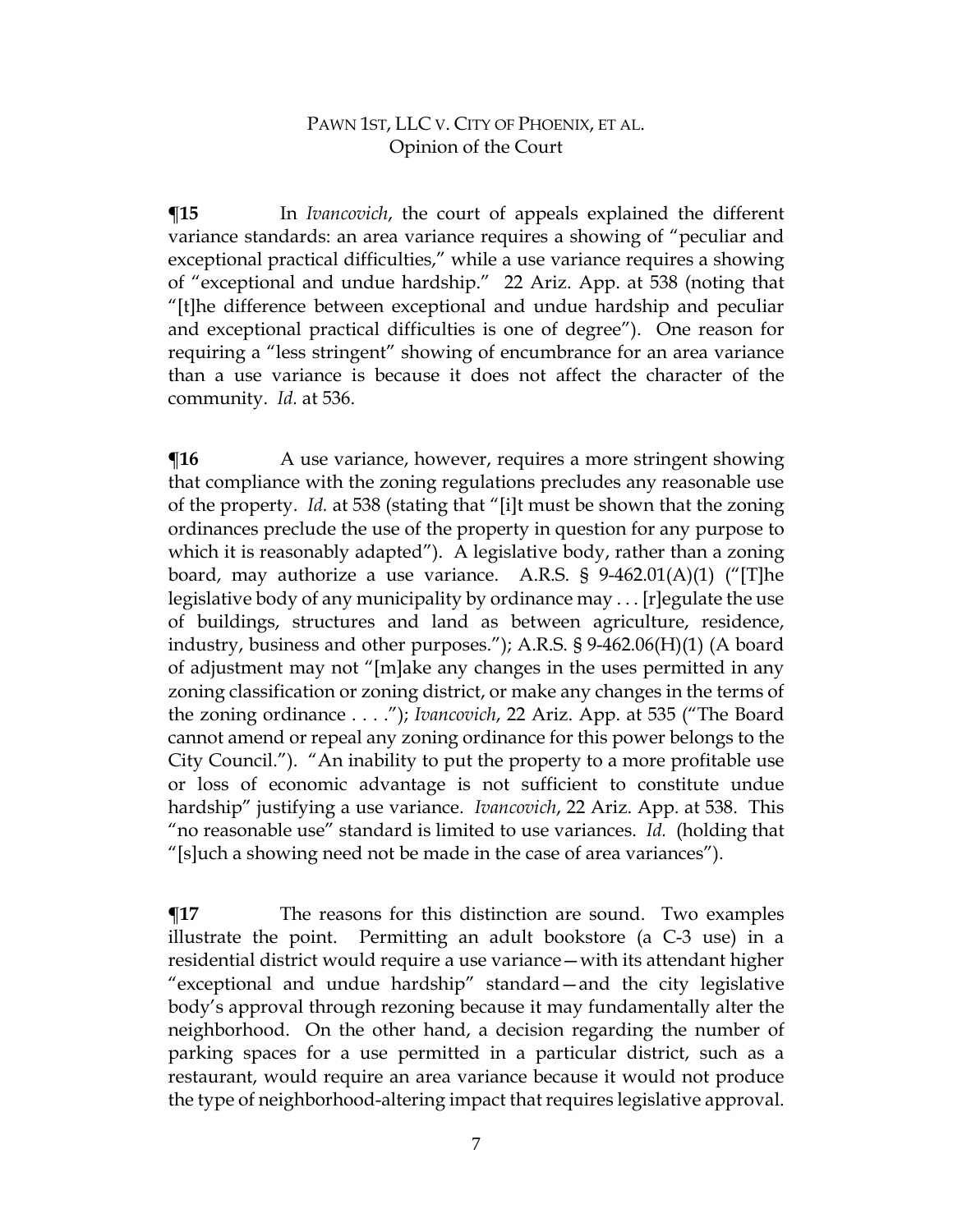**¶15** In *Ivancovich*, the court of appeals explained the different variance standards: an area variance requires a showing of "peculiar and exceptional practical difficulties," while a use variance requires a showing of "exceptional and undue hardship." 22 Ariz. App. at 538 (noting that "[t]he difference between exceptional and undue hardship and peculiar and exceptional practical difficulties is one of degree"). One reason for requiring a "less stringent" showing of encumbrance for an area variance than a use variance is because it does not affect the character of the community. *Id.* at 536.

**¶16** A use variance, however, requires a more stringent showing that compliance with the zoning regulations precludes any reasonable use of the property. *Id.* at 538 (stating that "[i]t must be shown that the zoning ordinances preclude the use of the property in question for any purpose to which it is reasonably adapted"). A legislative body, rather than a zoning board, may authorize a use variance. A.R.S. § 9-462.01(A)(1) ("[T]he legislative body of any municipality by ordinance may . . . [r]egulate the use of buildings, structures and land as between agriculture, residence, industry, business and other purposes."); A.R.S. § 9-462.06(H)(1) (A board of adjustment may not "[m]ake any changes in the uses permitted in any zoning classification or zoning district, or make any changes in the terms of the zoning ordinance . . . ."); *Ivancovich*, 22 Ariz. App. at 535 ("The Board cannot amend or repeal any zoning ordinance for this power belongs to the City Council."). "An inability to put the property to a more profitable use or loss of economic advantage is not sufficient to constitute undue hardship" justifying a use variance. *Ivancovich*, 22 Ariz. App. at 538. This "no reasonable use" standard is limited to use variances. *Id.* (holding that "[s]uch a showing need not be made in the case of area variances").

**¶17** The reasons for this distinction are sound. Two examples illustrate the point. Permitting an adult bookstore (a C-3 use) in a residential district would require a use variance—with its attendant higher "exceptional and undue hardship" standard—and the city legislative body's approval through rezoning because it may fundamentally alter the neighborhood. On the other hand, a decision regarding the number of parking spaces for a use permitted in a particular district, such as a restaurant, would require an area variance because it would not produce the type of neighborhood-altering impact that requires legislative approval.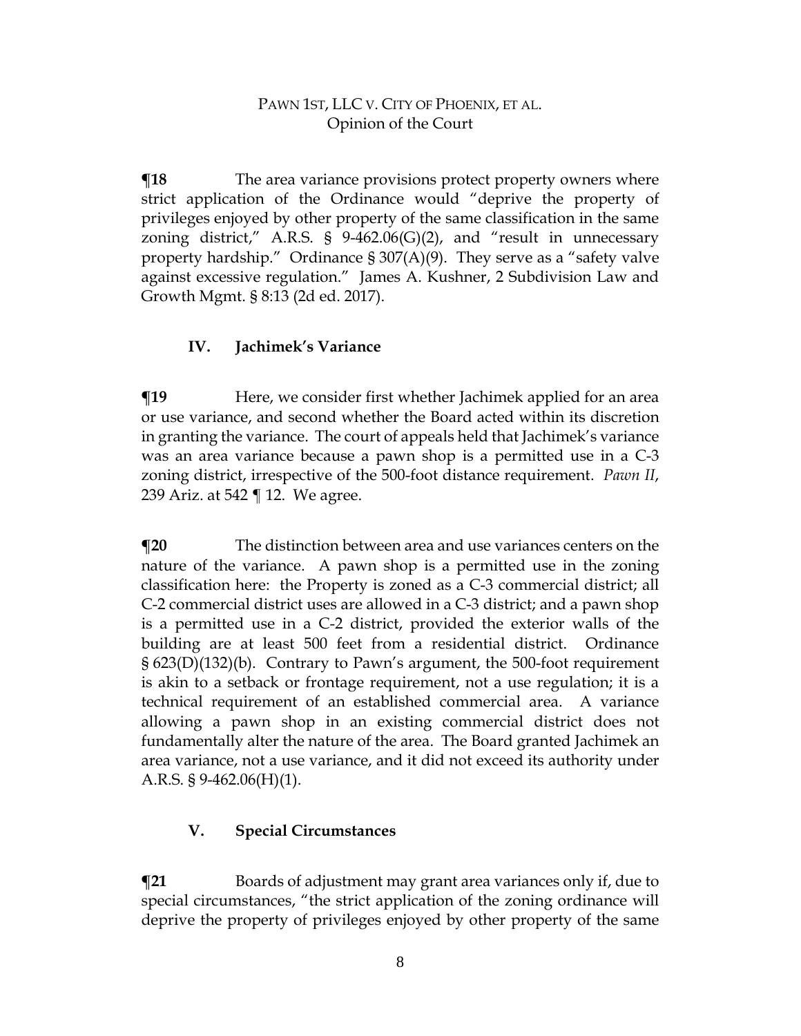**¶18** The area variance provisions protect property owners where strict application of the Ordinance would "deprive the property of privileges enjoyed by other property of the same classification in the same zoning district," A.R.S. § 9-462.06(G)(2), and "result in unnecessary property hardship." Ordinance § 307(A)(9). They serve as a "safety valve against excessive regulation." James A. Kushner, 2 Subdivision Law and Growth Mgmt. § 8:13 (2d ed. 2017).

## IV. Jachimek's Variance

**¶19** Here, we consider first whether Jachimek applied for an area or use variance, and second whether the Board acted within its discretion in granting the variance. The court of appeals held that Jachimek's variance was an area variance because a pawn shop is a permitted use in a C-3 zoning district, irrespective of the 500-foot distance requirement. *Pawn II*, 239 Ariz. at 542 ¶ 12. We agree.

**¶20** The distinction between area and use variances centers on the nature of the variance. A pawn shop is a permitted use in the zoning classification here: the Property is zoned as a C-3 commercial district; all C-2 commercial district uses are allowed in a C-3 district; and a pawn shop is a permitted use in a C-2 district, provided the exterior walls of the building are at least 500 feet from a residential district. Ordinance § 623(D)(132)(b). Contrary to Pawn's argument, the 500-foot requirement is akin to a setback or frontage requirement, not a use regulation; it is a technical requirement of an established commercial area. A variance allowing a pawn shop in an existing commercial district does not fundamentally alter the nature of the area. The Board granted Jachimek an area variance, not a use variance, and it did not exceed its authority under A.R.S. § 9-462.06(H)(1).

## V. Special Circumstances

**¶21** Boards of adjustment may grant area variances only if, due to special circumstances, "the strict application of the zoning ordinance will deprive the property of privileges enjoyed by other property of the same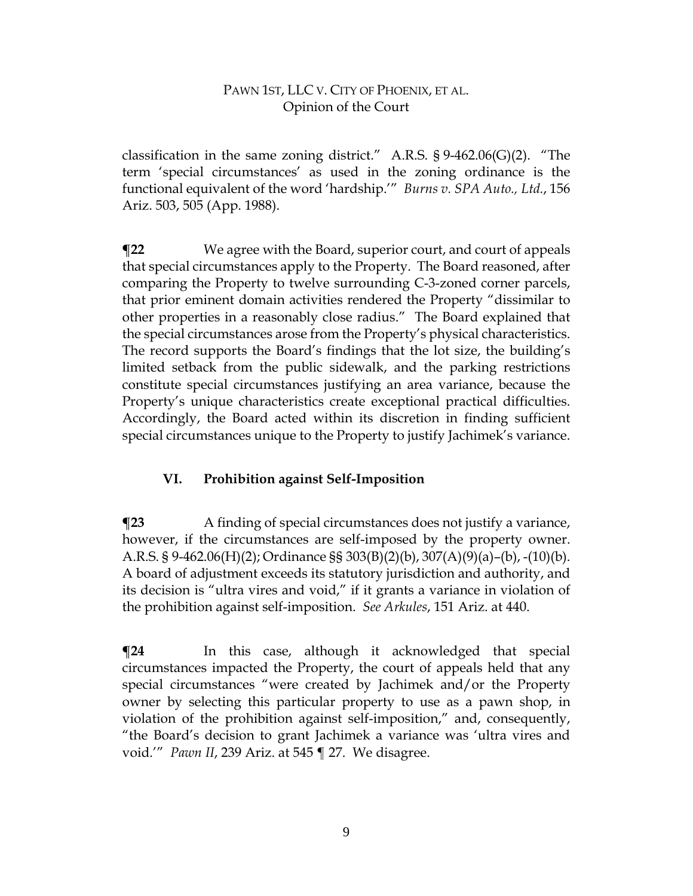classification in the same zoning district." A.R.S. § 9-462.06(G)(2). "The term 'special circumstances' as used in the zoning ordinance is the functional equivalent of the word 'hardship.'" *Burns v. SPA Auto., Ltd.*, 156 Ariz. 503, 505 (App. 1988).

**¶22** We agree with the Board, superior court, and court of appeals that special circumstances apply to the Property. The Board reasoned, after comparing the Property to twelve surrounding C-3-zoned corner parcels, that prior eminent domain activities rendered the Property "dissimilar to other properties in a reasonably close radius." The Board explained that the special circumstances arose from the Property's physical characteristics. The record supports the Board's findings that the lot size, the building's limited setback from the public sidewalk, and the parking restrictions constitute special circumstances justifying an area variance, because the Property's unique characteristics create exceptional practical difficulties. Accordingly, the Board acted within its discretion in finding sufficient special circumstances unique to the Property to justify Jachimek's variance.

## VI. Prohibition against Self-Imposition

**¶23** A finding of special circumstances does not justify a variance, however, if the circumstances are self-imposed by the property owner. A.R.S. § 9-462.06(H)(2); Ordinance §§ 303(B)(2)(b), 307(A)(9)(a)–(b), -(10)(b). A board of adjustment exceeds its statutory jurisdiction and authority, and its decision is "ultra vires and void," if it grants a variance in violation of the prohibition against self-imposition. *See Arkules*, 151 Ariz. at 440.

**¶24** In this case, although it acknowledged that special circumstances impacted the Property, the court of appeals held that any special circumstances "were created by Jachimek and/or the Property owner by selecting this particular property to use as a pawn shop, in violation of the prohibition against self-imposition," and, consequently, "the Board's decision to grant Jachimek a variance was 'ultra vires and void.'" *Pawn II*, 239 Ariz. at 545 ¶ 27. We disagree.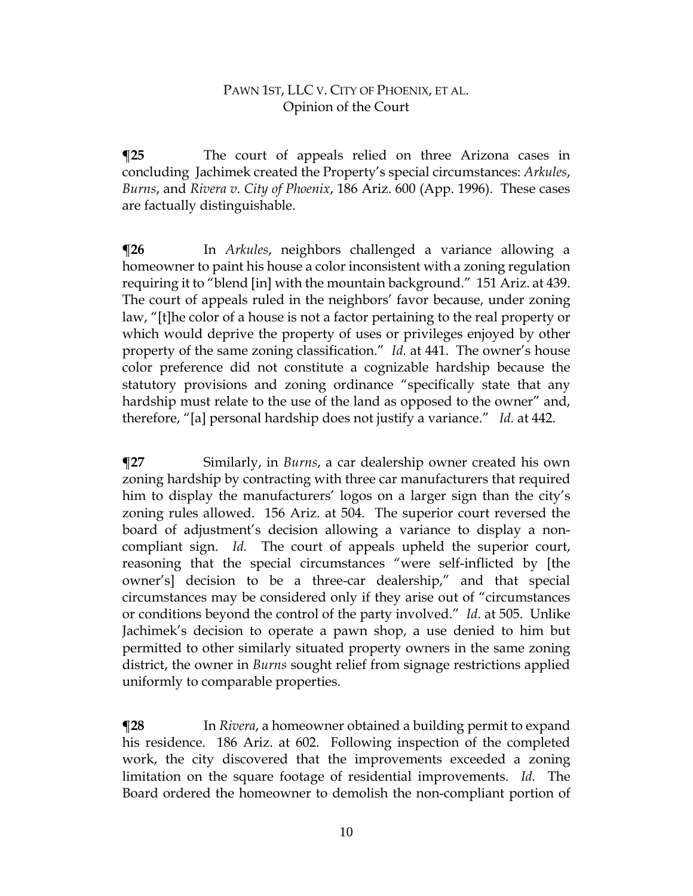**¶25** The court of appeals relied on three Arizona cases in concluding Jachimek created the Property's special circumstances: *Arkules*, *Burns*, and *Rivera v. City of Phoenix*, 186 Ariz. 600 (App. 1996). These cases are factually distinguishable.

**¶26** In *Arkules*, neighbors challenged a variance allowing a homeowner to paint his house a color inconsistent with a zoning regulation requiring it to "blend [in] with the mountain background." 151 Ariz. at 439. The court of appeals ruled in the neighbors' favor because, under zoning law, "[t]he color of a house is not a factor pertaining to the real property or which would deprive the property of uses or privileges enjoyed by other property of the same zoning classification." *Id.* at 441. The owner's house color preference did not constitute a cognizable hardship because the statutory provisions and zoning ordinance "specifically state that any hardship must relate to the use of the land as opposed to the owner" and, therefore, "[a] personal hardship does not justify a variance." *Id.* at 442.

**¶27** Similarly, in *Burns*, a car dealership owner created his own zoning hardship by contracting with three car manufacturers that required him to display the manufacturers' logos on a larger sign than the city's zoning rules allowed. 156 Ariz. at 504. The superior court reversed the board of adjustment's decision allowing a variance to display a non-compliant sign. *Id.* The court of appeals upheld the superior court, reasoning that the special circumstances "were self-inflicted by [the owner's] decision to be a three-car dealership," and that special circumstances may be considered only if they arise out of "circumstances or conditions beyond the control of the party involved." *Id.* at 505. Unlike Jachimek's decision to operate a pawn shop, a use denied to him but permitted to other similarly situated property owners in the same zoning district, the owner in *Burns* sought relief from signage restrictions applied uniformly to comparable properties.

**¶28** In *Rivera*, a homeowner obtained a building permit to expand his residence. 186 Ariz. at 602. Following inspection of the completed work, the city discovered that the improvements exceeded a zoning limitation on the square footage of residential improvements. *Id.* The Board ordered the homeowner to demolish the non-compliant portion of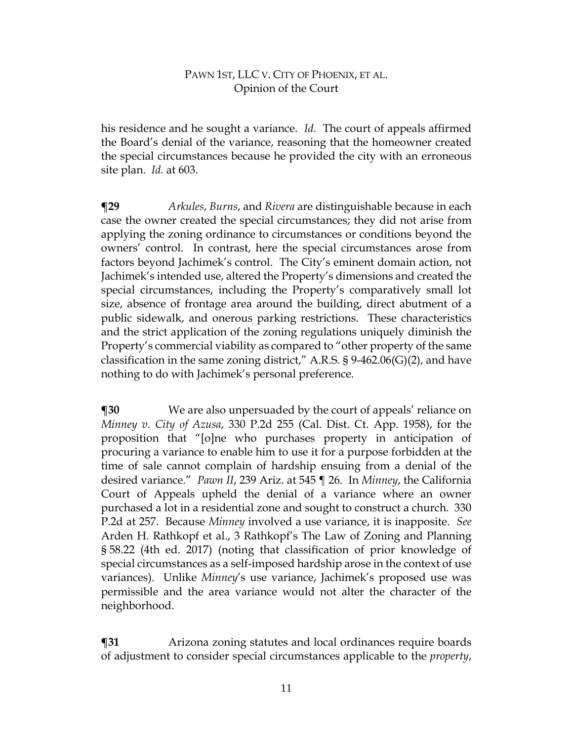his residence and he sought a variance. *Id.* The court of appeals affirmed the Board's denial of the variance, reasoning that the homeowner created the special circumstances because he provided the city with an erroneous site plan. *Id.* at 603.

**¶29** *Arkules*, *Burns*, and *Rivera* are distinguishable because in each case the owner created the special circumstances; they did not arise from applying the zoning ordinance to circumstances or conditions beyond the owners' control. In contrast, here the special circumstances arose from factors beyond Jachimek's control. The City's eminent domain action, not Jachimek's intended use, altered the Property's dimensions and created the special circumstances, including the Property's comparatively small lot size, absence of frontage area around the building, direct abutment of a public sidewalk, and onerous parking restrictions. These characteristics and the strict application of the zoning regulations uniquely diminish the Property's commercial viability as compared to "other property of the same classification in the same zoning district," A.R.S. § 9-462.06(G)(2), and have nothing to do with Jachimek's personal preference.

**¶30** We are also unpersuaded by the court of appeals' reliance on *Minney v. City of Azusa*, 330 P.2d 255 (Cal. Dist. Ct. App. 1958), for the proposition that "[o]ne who purchases property in anticipation of procuring a variance to enable him to use it for a purpose forbidden at the time of sale cannot complain of hardship ensuing from a denial of the desired variance." *Pawn II*, 239 Ariz. at 545 ¶ 26. In *Minney*, the California Court of Appeals upheld the denial of a variance where an owner purchased a lot in a residential zone and sought to construct a church. 330 P.2d at 257. Because *Minney* involved a use variance, it is inapposite. *See* Arden H. Rathkopf et al., 3 Rathkopf's The Law of Zoning and Planning § 58.22 (4th ed. 2017) (noting that classification of prior knowledge of special circumstances as a self-imposed hardship arose in the context of use variances). Unlike *Minney*'s use variance, Jachimek's proposed use was permissible and the area variance would not alter the character of the neighborhood.

**¶31** Arizona zoning statutes and local ordinances require boards of adjustment to consider special circumstances applicable to the *property*,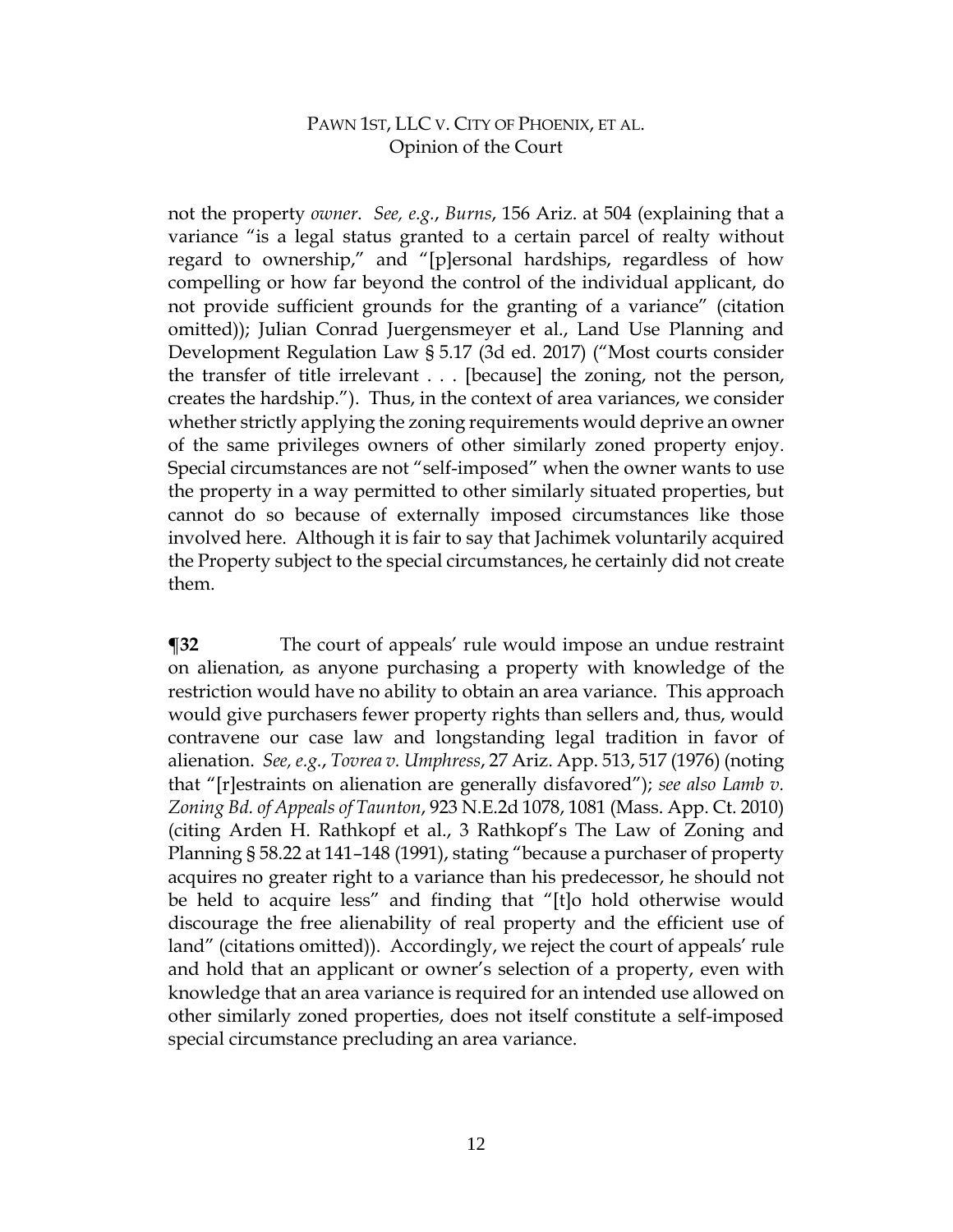not the property *owner*. *See, e.g.*, *Burns*, 156 Ariz. at 504 (explaining that a variance "is a legal status granted to a certain parcel of realty without regard to ownership," and "[p]ersonal hardships, regardless of how compelling or how far beyond the control of the individual applicant, do not provide sufficient grounds for the granting of a variance" (citation omitted)); Julian Conrad Juergensmeyer et al., Land Use Planning and Development Regulation Law § 5.17 (3d ed. 2017) ("Most courts consider the transfer of title irrelevant . . . [because] the zoning, not the person, creates the hardship."). Thus, in the context of area variances, we consider whether strictly applying the zoning requirements would deprive an owner of the same privileges owners of other similarly zoned property enjoy. Special circumstances are not "self-imposed" when the owner wants to use the property in a way permitted to other similarly situated properties, but cannot do so because of externally imposed circumstances like those involved here. Although it is fair to say that Jachimek voluntarily acquired the Property subject to the special circumstances, he certainly did not create them.

**¶32** The court of appeals' rule would impose an undue restraint on alienation, as anyone purchasing a property with knowledge of the restriction would have no ability to obtain an area variance. This approach would give purchasers fewer property rights than sellers and, thus, would contravene our case law and longstanding legal tradition in favor of alienation. *See, e.g.*, *Tovrea v. Umphress*, 27 Ariz. App. 513, 517 (1976) (noting that "[r]estraints on alienation are generally disfavored"); *see also Lamb v. Zoning Bd. of Appeals of Taunton*, 923 N.E.2d 1078, 1081 (Mass. App. Ct. 2010) (citing Arden H. Rathkopf et al., 3 Rathkopf's The Law of Zoning and Planning § 58.22 at 141–148 (1991), stating "because a purchaser of property acquires no greater right to a variance than his predecessor, he should not be held to acquire less" and finding that "[t]o hold otherwise would discourage the free alienability of real property and the efficient use of land" (citations omitted)). Accordingly, we reject the court of appeals' rule and hold that an applicant or owner's selection of a property, even with knowledge that an area variance is required for an intended use allowed on other similarly zoned properties, does not itself constitute a self-imposed special circumstance precluding an area variance.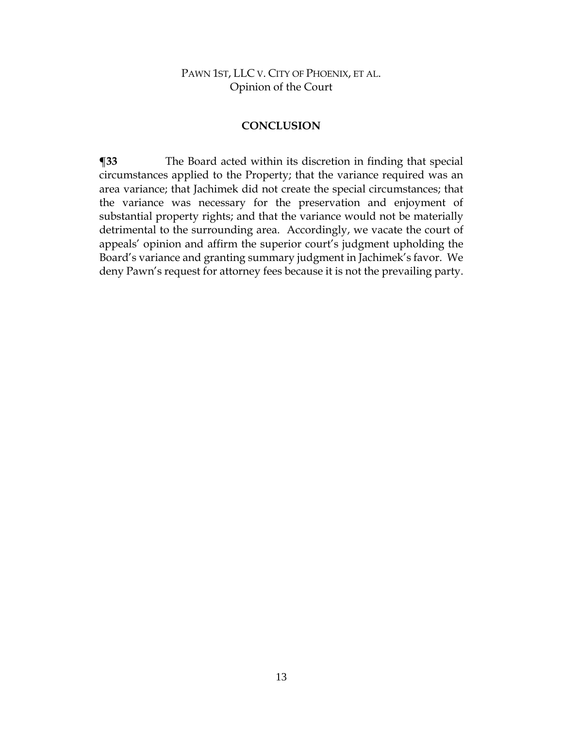## CONCLUSION

**¶33** The Board acted within its discretion in finding that special circumstances applied to the Property; that the variance required was an area variance; that Jachimek did not create the special circumstances; that the variance was necessary for the preservation and enjoyment of substantial property rights; and that the variance would not be materially detrimental to the surrounding area. Accordingly, we vacate the court of appeals' opinion and affirm the superior court's judgment upholding the Board's variance and granting summary judgment in Jachimek's favor. We deny Pawn's request for attorney fees because it is not the prevailing party.